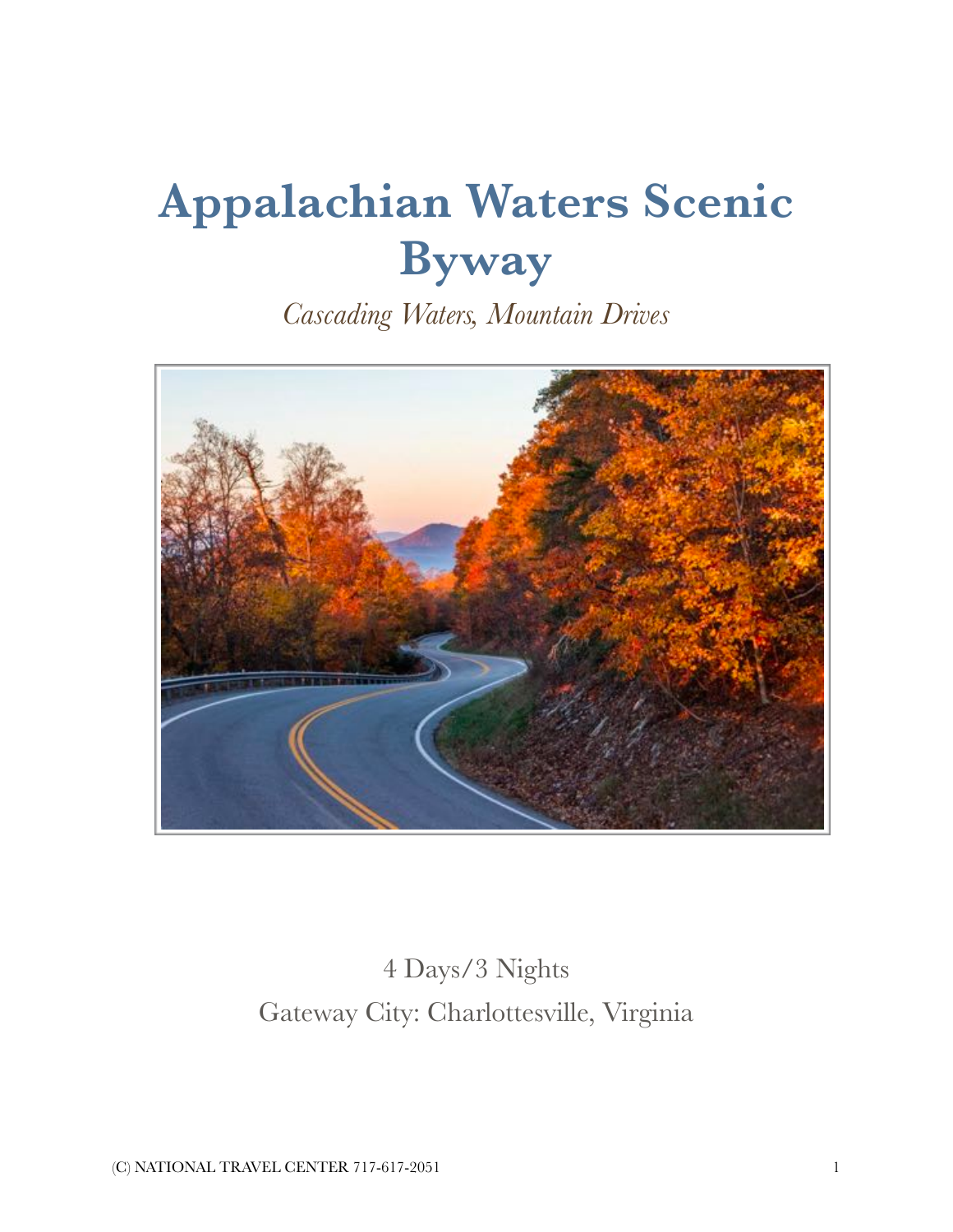# Appalachian Waters Scenic Byway

*Cascading Waters, Mountain Drives*

4 Days/3 Nights

Gateway City: Charlottesville, Virginia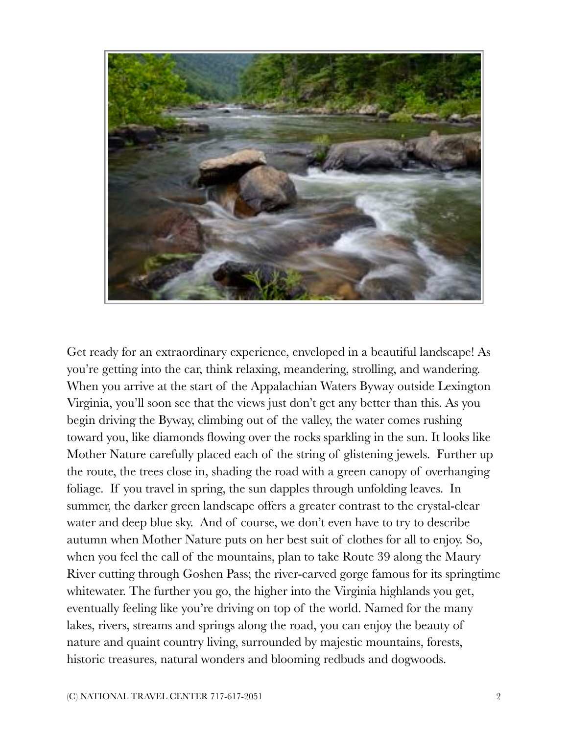Get ready for an extraordinary experience, enveloped in a beautiful landscape! As you're getting into the car, think relaxing, meandering, strolling, and wandering. When you arrive at the start of the Appalachian Waters Byway outside Lexington Virginia, you'll soon see that the views just don't get any better than this. As you begin driving the Byway, climbing out of the valley, the water comes rushing toward you, like diamonds flowing over the rocks sparkling in the sun. It looks like Mother Nature carefully placed each of the string of glistening jewels. Further up the route, the trees close in, shading the road with a green canopy of overhanging foliage. If you travel in spring, the sun dapples through unfolding leaves. In summer, the darker green landscape offers a greater contrast to the crystal-clear water and deep blue sky. And of course, we don't even have to try to describe autumn when Mother Nature puts on her best suit of clothes for all to enjoy. So, when you feel the call of the mountains, plan to take Route 39 along the Maury River cutting through Goshen Pass; the river-carved gorge famous for its springtime whitewater. The further you go, the higher into the Virginia highlands you get, eventually feeling like you're driving on top of the world. Named for the many lakes, rivers, streams and springs along the road, you can enjoy the beauty of nature and quaint country living, surrounded by majestic mountains, forests, historic treasures, natural wonders and blooming redbuds and dogwoods.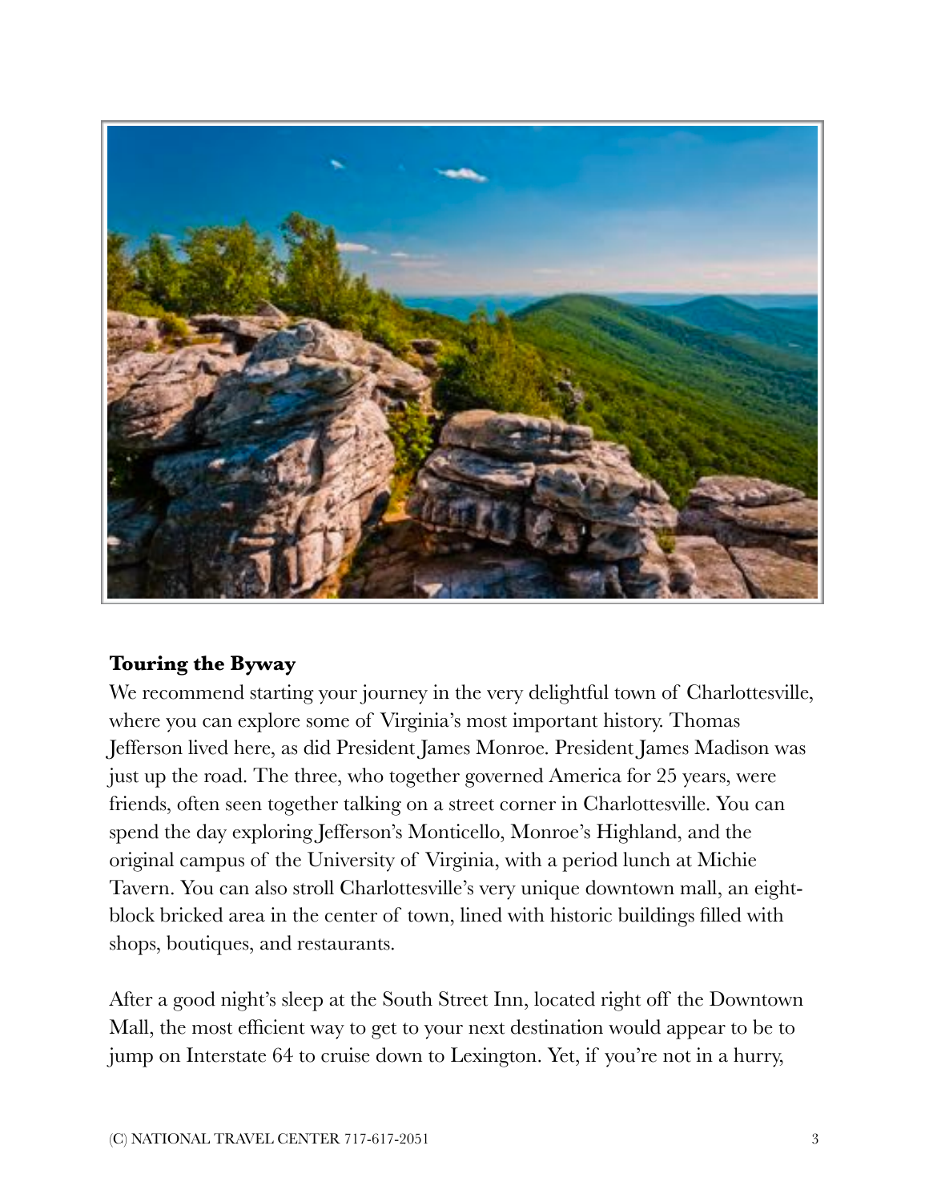## Touring the Byway

We recommend starting your journey in the very delightful town of Charlottesville, where you can explore some of Virginia's most important history. Thomas Jefferson lived here, as did President James Monroe. President James Madison was just up the road. The three, who together governed America for 25 years, were friends, often seen together talking on a street corner in Charlottesville. You can spend the day exploring Jefferson's Monticello, Monroe's Highland, and the original campus of the University of Virginia, with a period lunch at Michie Tavern. You can also stroll Charlottesville's very unique downtown mall, an eight-block bricked area in the center of town, lined with historic buildings filled with shops, boutiques, and restaurants.

After a good night's sleep at the South Street Inn, located right off the Downtown Mall, the most efficient way to get to your next destination would appear to be to jump on Interstate 64 to cruise down to Lexington. Yet, if you're not in a hurry,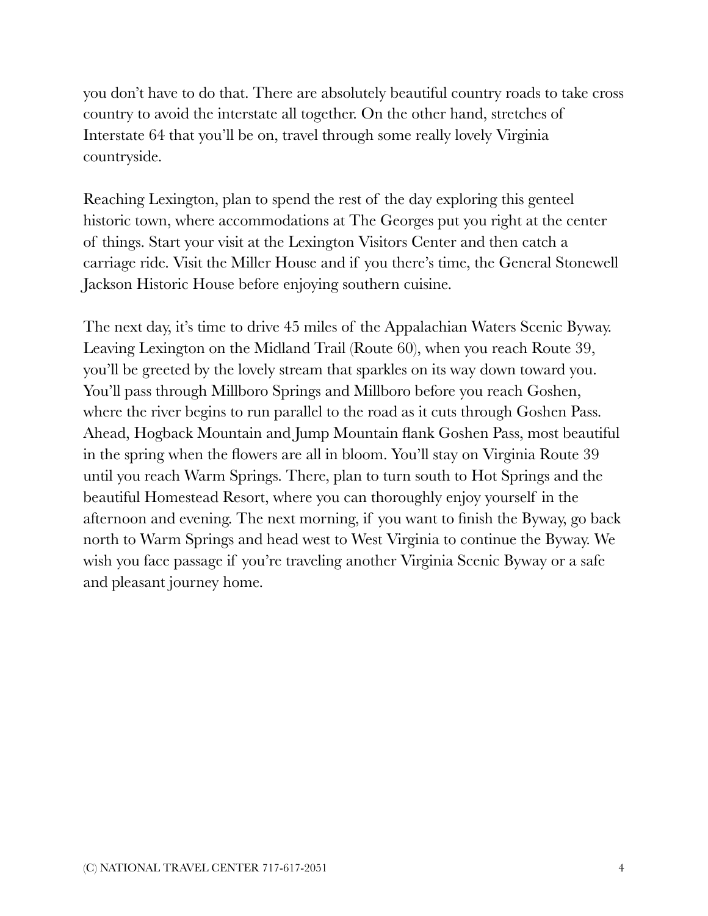you don't have to do that. There are absolutely beautiful country roads to take cross country to avoid the interstate all together. On the other hand, stretches of Interstate 64 that you'll be on, travel through some really lovely Virginia countryside.

Reaching Lexington, plan to spend the rest of the day exploring this genteel historic town, where accommodations at The Georges put you right at the center of things. Start your visit at the Lexington Visitors Center and then catch a carriage ride. Visit the Miller House and if you there's time, the General Stonewell Jackson Historic House before enjoying southern cuisine.

The next day, it's time to drive 45 miles of the Appalachian Waters Scenic Byway. Leaving Lexington on the Midland Trail (Route 60), when you reach Route 39, you'll be greeted by the lovely stream that sparkles on its way down toward you. You'll pass through Millboro Springs and Millboro before you reach Goshen, where the river begins to run parallel to the road as it cuts through Goshen Pass. Ahead, Hogback Mountain and Jump Mountain flank Goshen Pass, most beautiful in the spring when the flowers are all in bloom. You'll stay on Virginia Route 39 until you reach Warm Springs. There, plan to turn south to Hot Springs and the beautiful Homestead Resort, where you can thoroughly enjoy yourself in the afternoon and evening. The next morning, if you want to finish the Byway, go back north to Warm Springs and head west to West Virginia to continue the Byway. We wish you face passage if you're traveling another Virginia Scenic Byway or a safe and pleasant journey home.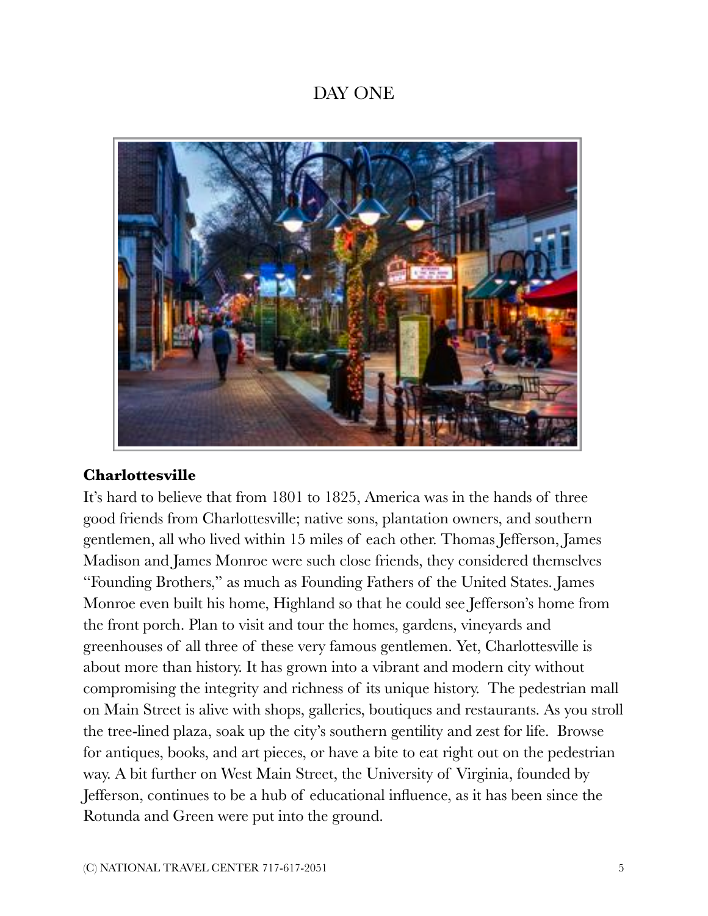# DAY ONE

**Charlottesville**

It's hard to believe that from 1801 to 1825, America was in the hands of three good friends from Charlottesville; native sons, plantation owners, and southern gentlemen, all who lived within 15 miles of each other. Thomas Jefferson, James Madison and James Monroe were such close friends, they considered themselves "Founding Brothers," as much as Founding Fathers of the United States. James Monroe even built his home, Highland so that he could see Jefferson's home from the front porch. Plan to visit and tour the homes, gardens, vineyards and greenhouses of all three of these very famous gentlemen. Yet, Charlottesville is about more than history. It has grown into a vibrant and modern city without compromising the integrity and richness of its unique history. The pedestrian mall on Main Street is alive with shops, galleries, boutiques and restaurants. As you stroll the tree-lined plaza, soak up the city's southern gentility and zest for life. Browse for antiques, books, and art pieces, or have a bite to eat right out on the pedestrian way. A bit further on West Main Street, the University of Virginia, founded by Jefferson, continues to be a hub of educational influence, as it has been since the Rotunda and Green were put into the ground.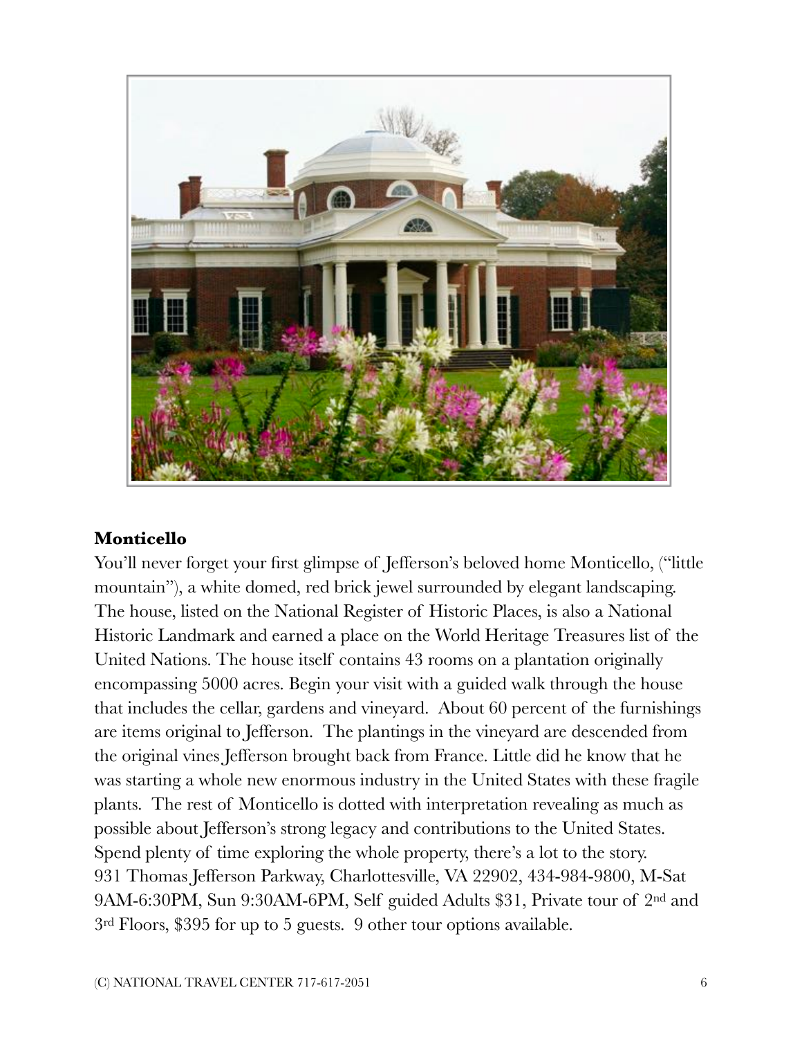**Monticello**

You'll never forget your first glimpse of Jefferson's beloved home Monticello, ("little mountain"), a white domed, red brick jewel surrounded by elegant landscaping. The house, listed on the National Register of Historic Places, is also a National Historic Landmark and earned a place on the World Heritage Treasures list of the United Nations. The house itself contains 43 rooms on a plantation originally encompassing 5000 acres. Begin your visit with a guided walk through the house that includes the cellar, gardens and vineyard. About 60 percent of the furnishings are items original to Jefferson. The plantings in the vineyard are descended from the original vines Jefferson brought back from France. Little did he know that he was starting a whole new enormous industry in the United States with these fragile plants. The rest of Monticello is dotted with interpretation revealing as much as possible about Jefferson's strong legacy and contributions to the United States. Spend plenty of time exploring the whole property, there's a lot to the story.
931 Thomas Jefferson Parkway, Charlottesville, VA 22902, 434-984-9800, M-Sat 9AM-6:30PM, Sun 9:30AM-6PM, Self guided Adults $31, Private tour of 2nd and 3rd Floors, $395 for up to 5 guests. 9 other tour options available.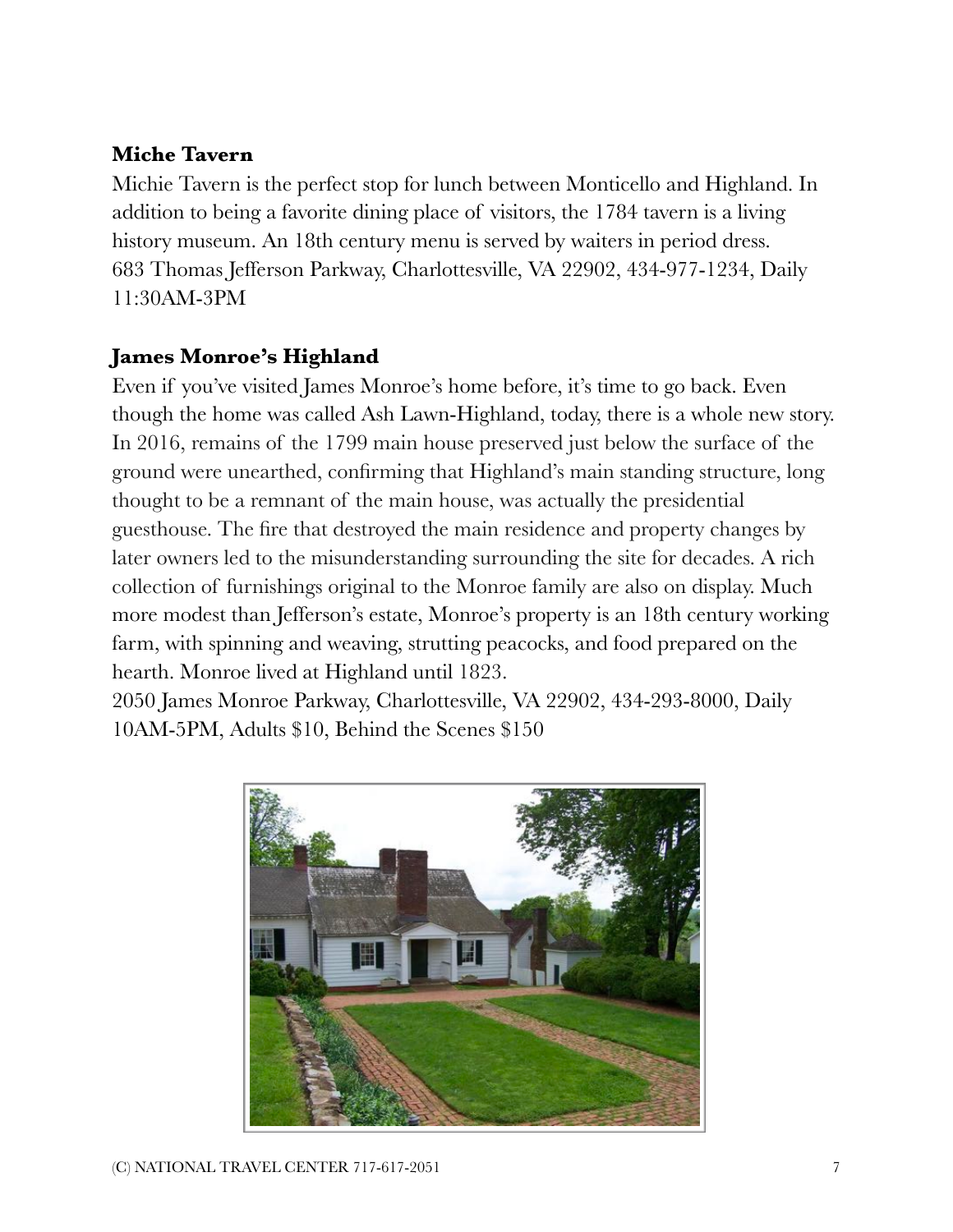### Miche Tavern

Michie Tavern is the perfect stop for lunch between Monticello and Highland. In addition to being a favorite dining place of visitors, the 1784 tavern is a living history museum. An 18th century menu is served by waiters in period dress.
683 Thomas Jefferson Parkway, Charlottesville, VA 22902, 434-977-1234, Daily 11:30AM-3PM

### James Monroe's Highland

Even if you've visited James Monroe's home before, it's time to go back. Even though the home was called Ash Lawn-Highland, today, there is a whole new story. In 2016, remains of the 1799 main house preserved just below the surface of the ground were unearthed, confirming that Highland's main standing structure, long thought to be a remnant of the main house, was actually the presidential guesthouse. The fire that destroyed the main residence and property changes by later owners led to the misunderstanding surrounding the site for decades. A rich collection of furnishings original to the Monroe family are also on display. Much more modest than Jefferson's estate, Monroe's property is an 18th century working farm, with spinning and weaving, strutting peacocks, and food prepared on the hearth. Monroe lived at Highland until 1823.
2050 James Monroe Parkway, Charlottesville, VA 22902, 434-293-8000, Daily 10AM-5PM, Adults $10, Behind the Scenes $150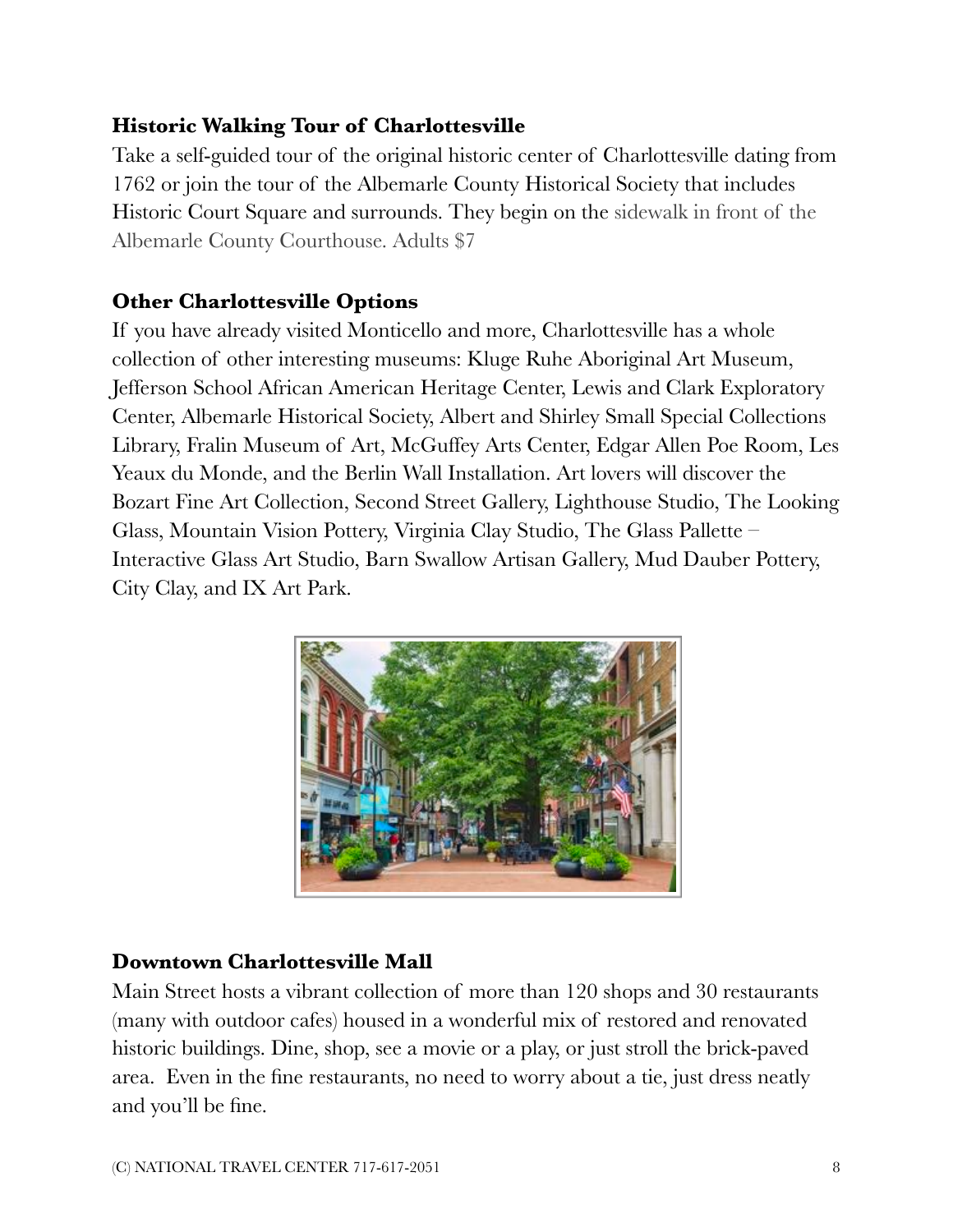### Historic Walking Tour of Charlottesville

Take a self-guided tour of the original historic center of Charlottesville dating from 1762 or join the tour of the Albemarle County Historical Society that includes Historic Court Square and surrounds. They begin on the sidewalk in front of the Albemarle County Courthouse. Adults $7

### Other Charlottesville Options

If you have already visited Monticello and more, Charlottesville has a whole collection of other interesting museums: Kluge Ruhe Aboriginal Art Museum, Jefferson School African American Heritage Center, Lewis and Clark Exploratory Center, Albemarle Historical Society, Albert and Shirley Small Special Collections Library, Fralin Museum of Art, McGuffey Arts Center, Edgar Allen Poe Room, Les Yeaux du Monde, and the Berlin Wall Installation. Art lovers will discover the Bozart Fine Art Collection, Second Street Gallery, Lighthouse Studio, The Looking Glass, Mountain Vision Pottery, Virginia Clay Studio, The Glass Pallette – Interactive Glass Art Studio, Barn Swallow Artisan Gallery, Mud Dauber Pottery, City Clay, and IX Art Park.

### Downtown Charlottesville Mall

Main Street hosts a vibrant collection of more than 120 shops and 30 restaurants (many with outdoor cafes) housed in a wonderful mix of restored and renovated historic buildings. Dine, shop, see a movie or a play, or just stroll the brick-paved area. Even in the fine restaurants, no need to worry about a tie, just dress neatly and you'll be fine.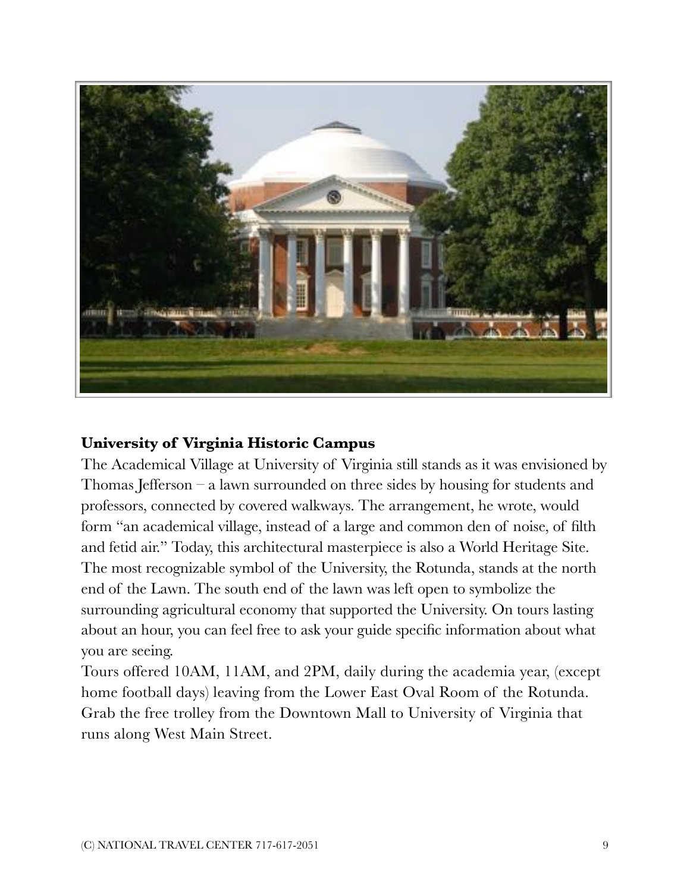**University of Virginia Historic Campus**

The Academical Village at University of Virginia still stands as it was envisioned by Thomas Jefferson – a lawn surrounded on three sides by housing for students and professors, connected by covered walkways. The arrangement, he wrote, would form "an academical village, instead of a large and common den of noise, of filth and fetid air." Today, this architectural masterpiece is also a World Heritage Site. The most recognizable symbol of the University, the Rotunda, stands at the north end of the Lawn. The south end of the lawn was left open to symbolize the surrounding agricultural economy that supported the University. On tours lasting about an hour, you can feel free to ask your guide specific information about what you are seeing.

Tours offered 10AM, 11AM, and 2PM, daily during the academia year, (except home football days) leaving from the Lower East Oval Room of the Rotunda. Grab the free trolley from the Downtown Mall to University of Virginia that runs along West Main Street.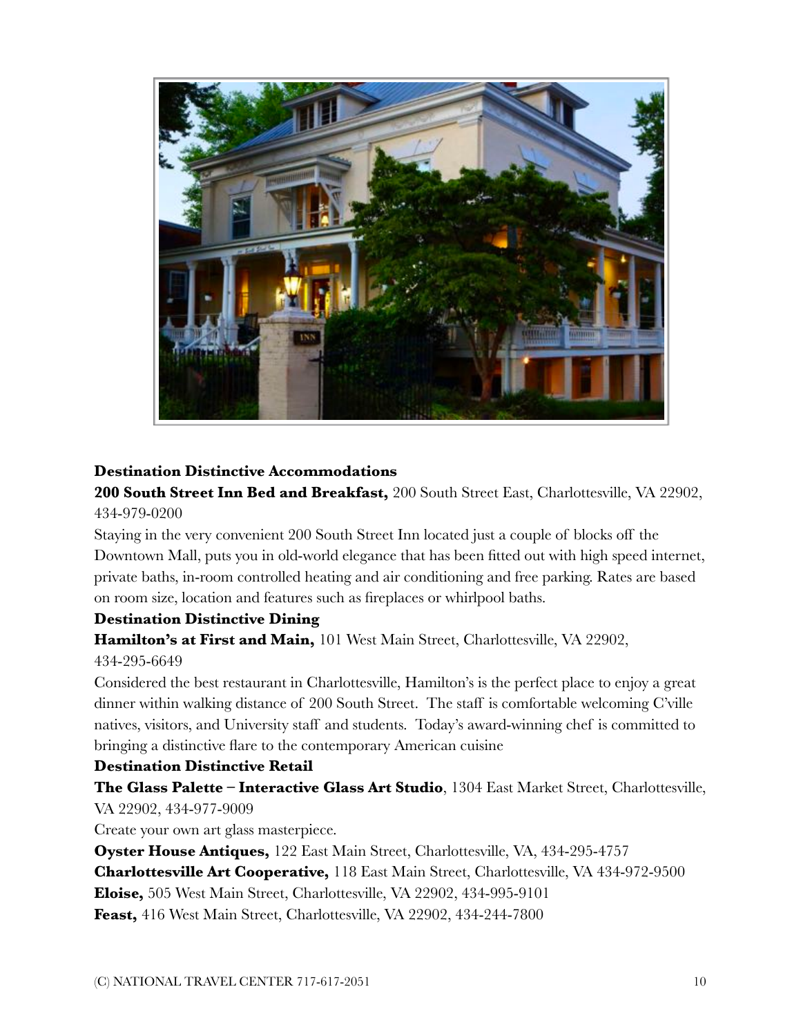### Destination Distinctive Accommodations

**200 South Street Inn Bed and Breakfast,** 200 South Street East, Charlottesville, VA 22902, 434-979-0200

Staying in the very convenient 200 South Street Inn located just a couple of blocks off the Downtown Mall, puts you in old-world elegance that has been fitted out with high speed internet, private baths, in-room controlled heating and air conditioning and free parking. Rates are based on room size, location and features such as fireplaces or whirlpool baths.

### Destination Distinctive Dining

**Hamilton's at First and Main,** 101 West Main Street, Charlottesville, VA 22902, 434-295-6649

Considered the best restaurant in Charlottesville, Hamilton's is the perfect place to enjoy a great dinner within walking distance of 200 South Street. The staff is comfortable welcoming C'ville natives, visitors, and University staff and students. Today's award-winning chef is committed to bringing a distinctive flare to the contemporary American cuisine

### Destination Distinctive Retail

**The Glass Palette – Interactive Glass Art Studio**, 1304 East Market Street, Charlottesville, VA 22902, 434-977-9009

Create your own art glass masterpiece.

**Oyster House Antiques,** 122 East Main Street, Charlottesville, VA, 434-295-4757

**Charlottesville Art Cooperative,** 118 East Main Street, Charlottesville, VA 434-972-9500

**Eloise,** 505 West Main Street, Charlottesville, VA 22902, 434-995-9101

**Feast,** 416 West Main Street, Charlottesville, VA 22902, 434-244-7800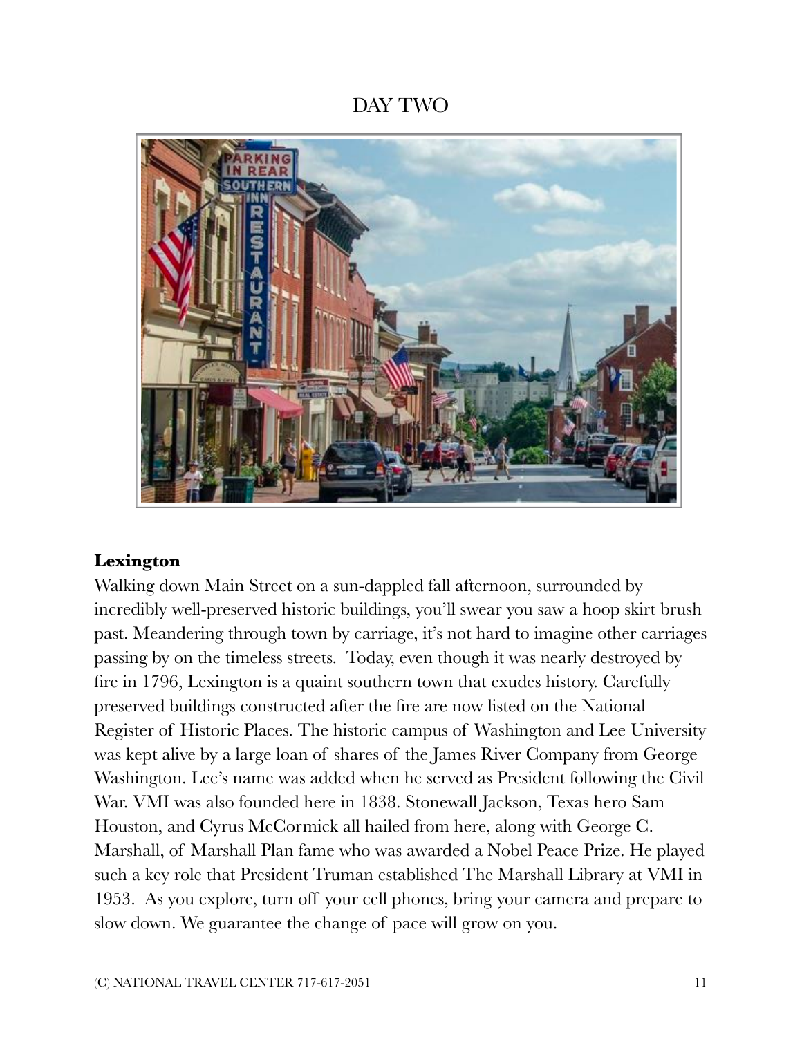# DAY TWO

**Lexington**

Walking down Main Street on a sun-dappled fall afternoon, surrounded by incredibly well-preserved historic buildings, you'll swear you saw a hoop skirt brush past. Meandering through town by carriage, it's not hard to imagine other carriages passing by on the timeless streets. Today, even though it was nearly destroyed by fire in 1796, Lexington is a quaint southern town that exudes history. Carefully preserved buildings constructed after the fire are now listed on the National Register of Historic Places. The historic campus of Washington and Lee University was kept alive by a large loan of shares of the James River Company from George Washington. Lee's name was added when he served as President following the Civil War. VMI was also founded here in 1838. Stonewall Jackson, Texas hero Sam Houston, and Cyrus McCormick all hailed from here, along with George C. Marshall, of Marshall Plan fame who was awarded a Nobel Peace Prize. He played such a key role that President Truman established The Marshall Library at VMI in 1953. As you explore, turn off your cell phones, bring your camera and prepare to slow down. We guarantee the change of pace will grow on you.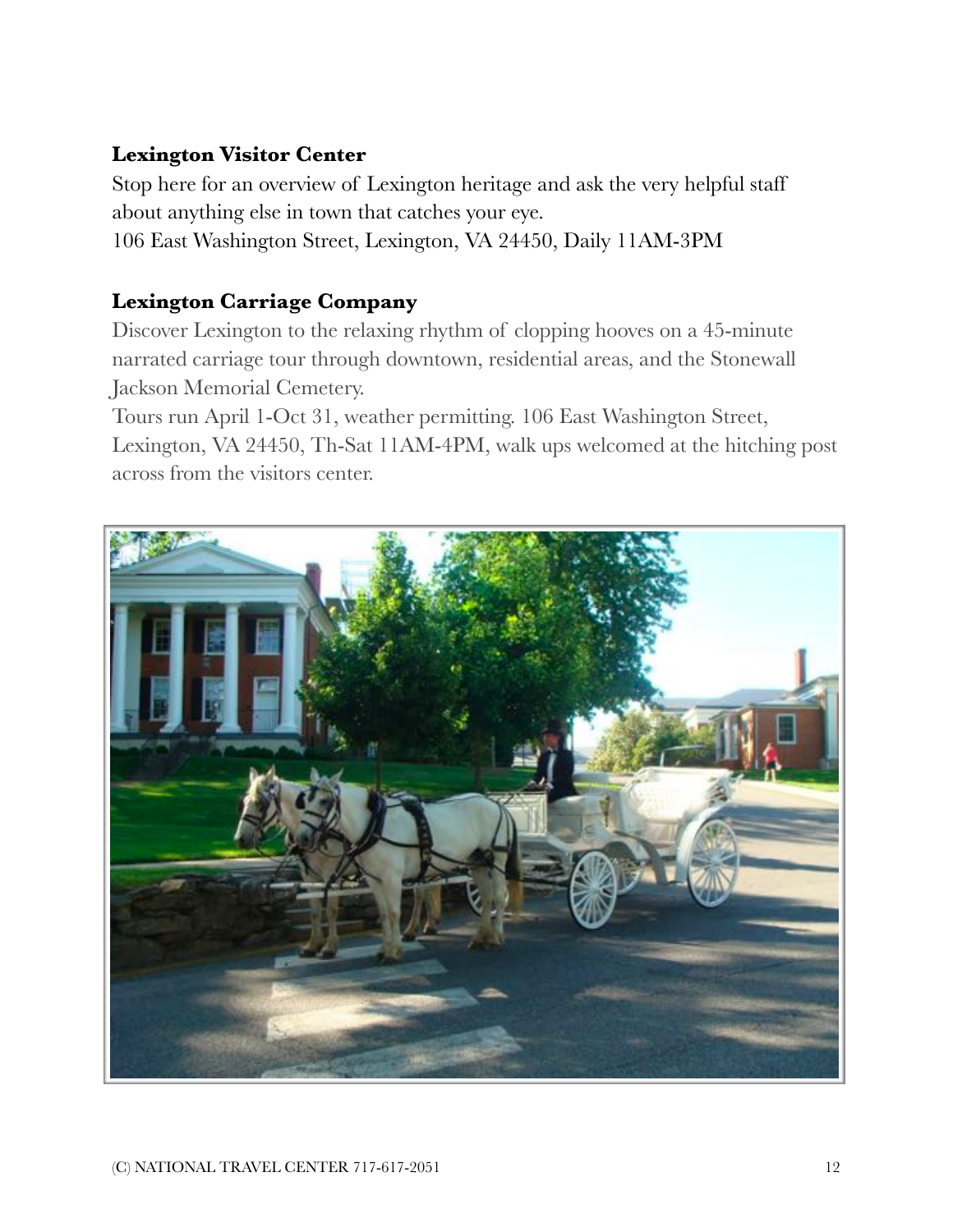**Lexington Visitor Center**

Stop here for an overview of Lexington heritage and ask the very helpful staff about anything else in town that catches your eye.
106 East Washington Street, Lexington, VA 24450, Daily 11AM-3PM

**Lexington Carriage Company**

Discover Lexington to the relaxing rhythm of clopping hooves on a 45-minute narrated carriage tour through downtown, residential areas, and the Stonewall Jackson Memorial Cemetery.
Tours run April 1-Oct 31, weather permitting. 106 East Washington Street, Lexington, VA 24450, Th-Sat 11AM-4PM, walk ups welcomed at the hitching post across from the visitors center.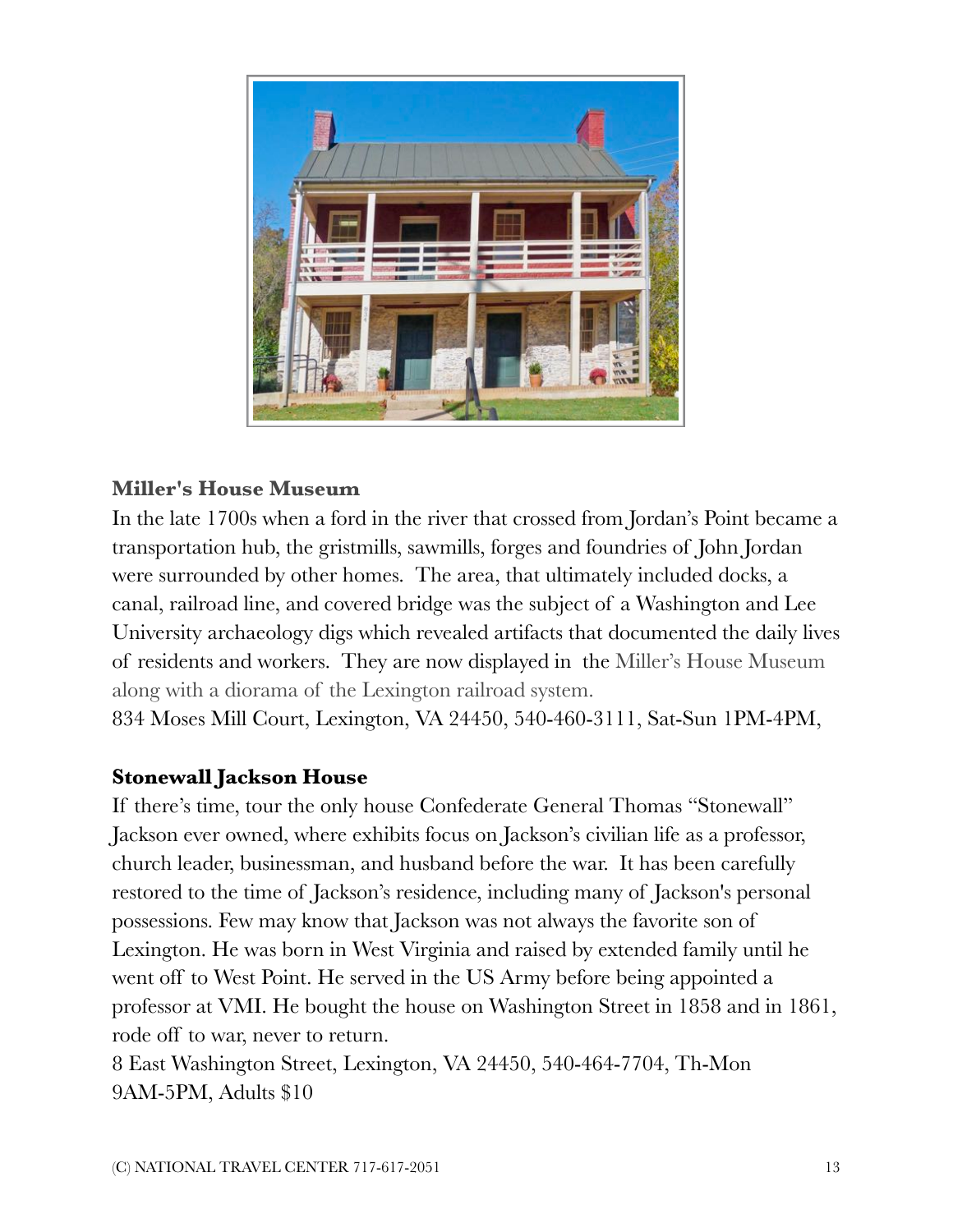**Miller's House Museum**

In the late 1700s when a ford in the river that crossed from Jordan's Point became a transportation hub, the gristmills, sawmills, forges and foundries of John Jordan were surrounded by other homes.  The area, that ultimately included docks, a canal, railroad line, and covered bridge was the subject of a Washington and Lee University archaeology digs which revealed artifacts that documented the daily lives of residents and workers.  They are now displayed in  the Miller's House Museum along with a diorama of the Lexington railroad system.

834 Moses Mill Court, Lexington, VA 24450, 540-460-3111, Sat-Sun 1PM-4PM,

**Stonewall Jackson House**

If there's time, tour the only house Confederate General Thomas "Stonewall" Jackson ever owned, where exhibits focus on Jackson's civilian life as a professor, church leader, businessman, and husband before the war.  It has been carefully restored to the time of Jackson's residence, including many of Jackson's personal possessions. Few may know that Jackson was not always the favorite son of Lexington. He was born in West Virginia and raised by extended family until he went off to West Point. He served in the US Army before being appointed a professor at VMI. He bought the house on Washington Street in 1858 and in 1861, rode off to war, never to return.

8 East Washington Street, Lexington, VA 24450, 540-464-7704, Th-Mon 9AM-5PM, Adults $10

(C) NATIONAL TRAVEL CENTER 717-617-2051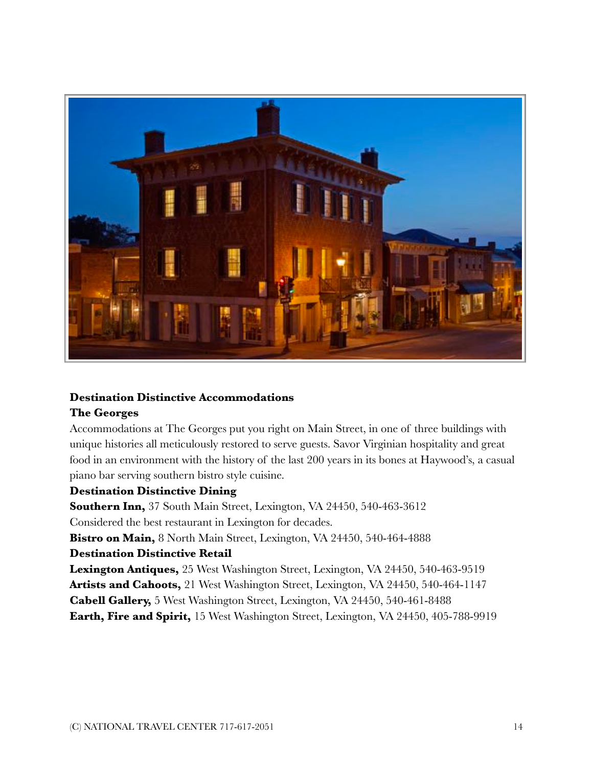**Destination Distinctive Accommodations**

**The Georges**

Accommodations at The Georges put you right on Main Street, in one of three buildings with unique histories all meticulously restored to serve guests. Savor Virginian hospitality and great food in an environment with the history of the last 200 years in its bones at Haywood's, a casual piano bar serving southern bistro style cuisine.

**Destination Distinctive Dining**

**Southern Inn,** 37 South Main Street, Lexington, VA 24450, 540-463-3612
Considered the best restaurant in Lexington for decades.

**Bistro on Main,** 8 North Main Street, Lexington, VA 24450, 540-464-4888

**Destination Distinctive Retail**

**Lexington Antiques,** 25 West Washington Street, Lexington, VA 24450, 540-463-9519

**Artists and Cahoots,** 21 West Washington Street, Lexington, VA 24450, 540-464-1147

**Cabell Gallery,** 5 West Washington Street, Lexington, VA 24450, 540-461-8488

**Earth, Fire and Spirit,** 15 West Washington Street, Lexington, VA 24450, 405-788-9919

(C) NATIONAL TRAVEL CENTER 717-617-2051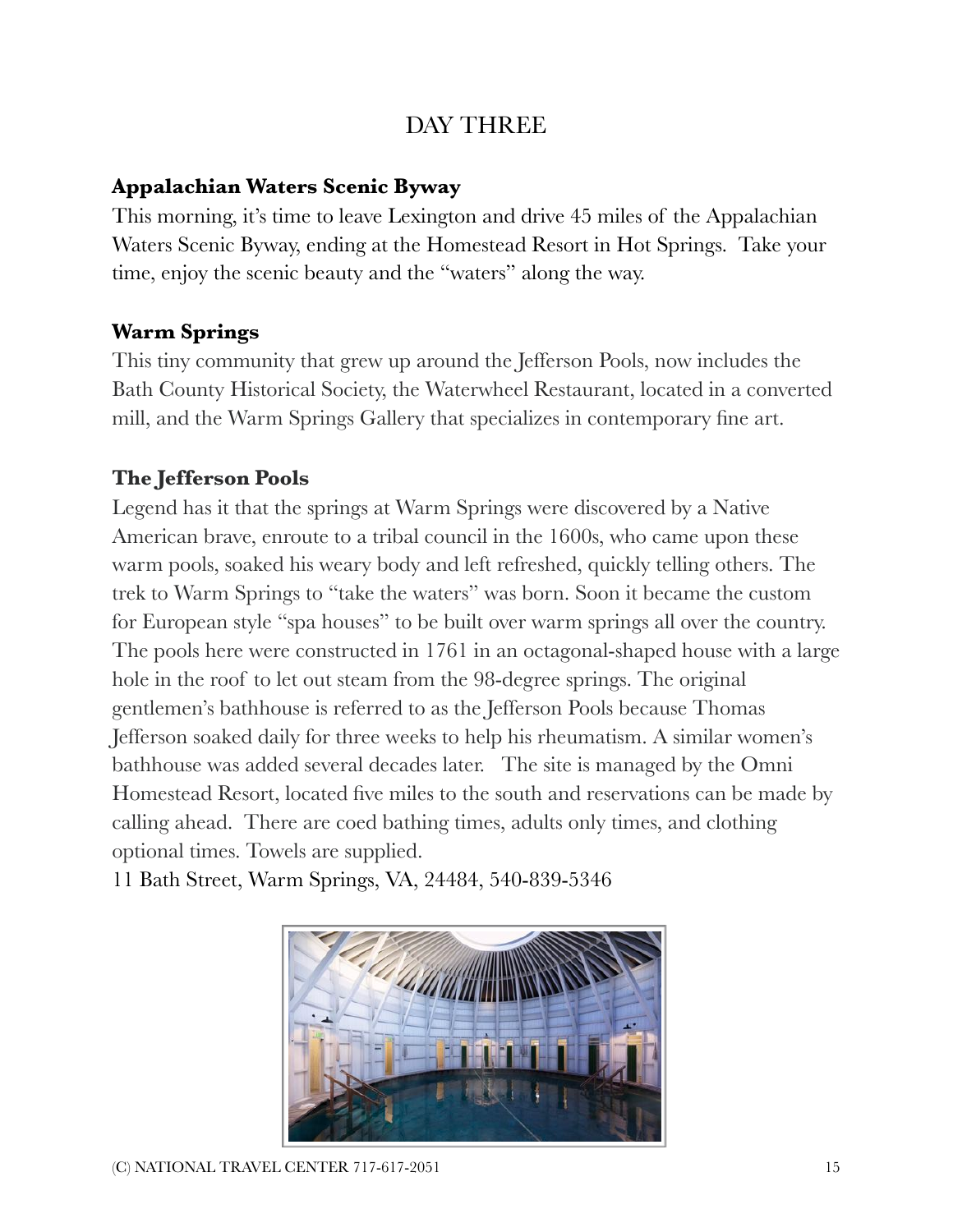# DAY THREE

**Appalachian Waters Scenic Byway**

This morning, it's time to leave Lexington and drive 45 miles of the Appalachian Waters Scenic Byway, ending at the Homestead Resort in Hot Springs. Take your time, enjoy the scenic beauty and the "waters" along the way.

**Warm Springs**

This tiny community that grew up around the Jefferson Pools, now includes the Bath County Historical Society, the Waterwheel Restaurant, located in a converted mill, and the Warm Springs Gallery that specializes in contemporary fine art.

**The Jefferson Pools**

Legend has it that the springs at Warm Springs were discovered by a Native American brave, enroute to a tribal council in the 1600s, who came upon these warm pools, soaked his weary body and left refreshed, quickly telling others. The trek to Warm Springs to "take the waters" was born. Soon it became the custom for European style "spa houses" to be built over warm springs all over the country. The pools here were constructed in 1761 in an octagonal-shaped house with a large hole in the roof to let out steam from the 98-degree springs. The original gentlemen's bathhouse is referred to as the Jefferson Pools because Thomas Jefferson soaked daily for three weeks to help his rheumatism. A similar women's bathhouse was added several decades later. The site is managed by the Omni Homestead Resort, located five miles to the south and reservations can be made by calling ahead. There are coed bathing times, adults only times, and clothing optional times. Towels are supplied.

11 Bath Street, Warm Springs, VA, 24484, 540-839-5346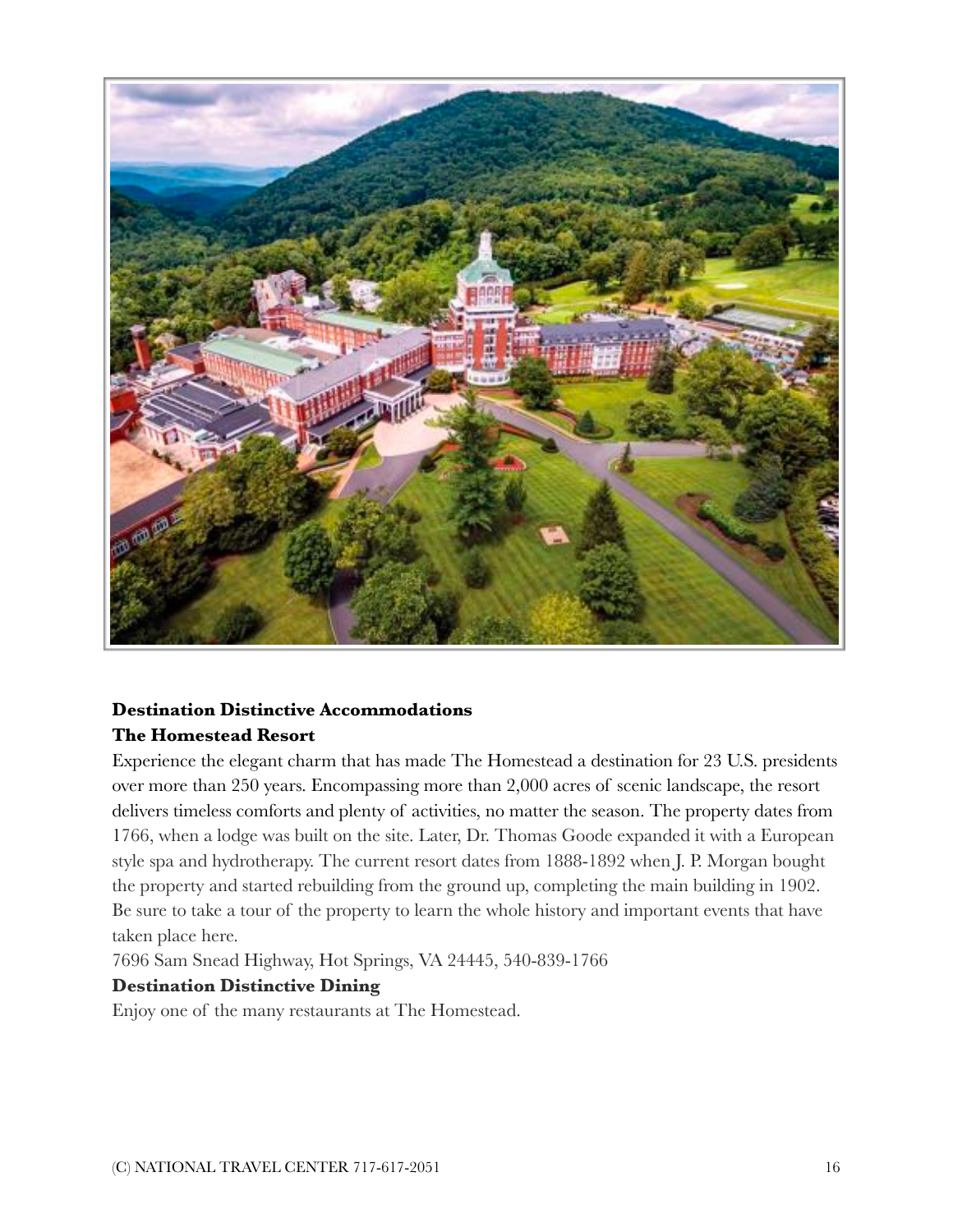**Destination Distinctive Accommodations**

**The Homestead Resort**

Experience the elegant charm that has made The Homestead a destination for 23 U.S. presidents over more than 250 years. Encompassing more than 2,000 acres of scenic landscape, the resort delivers timeless comforts and plenty of activities, no matter the season. The property dates from 1766, when a lodge was built on the site. Later, Dr. Thomas Goode expanded it with a European style spa and hydrotherapy. The current resort dates from 1888-1892 when J. P. Morgan bought the property and started rebuilding from the ground up, completing the main building in 1902. Be sure to take a tour of the property to learn the whole history and important events that have taken place here.

7696 Sam Snead Highway, Hot Springs, VA 24445, 540-839-1766

**Destination Distinctive Dining**

Enjoy one of the many restaurants at The Homestead.